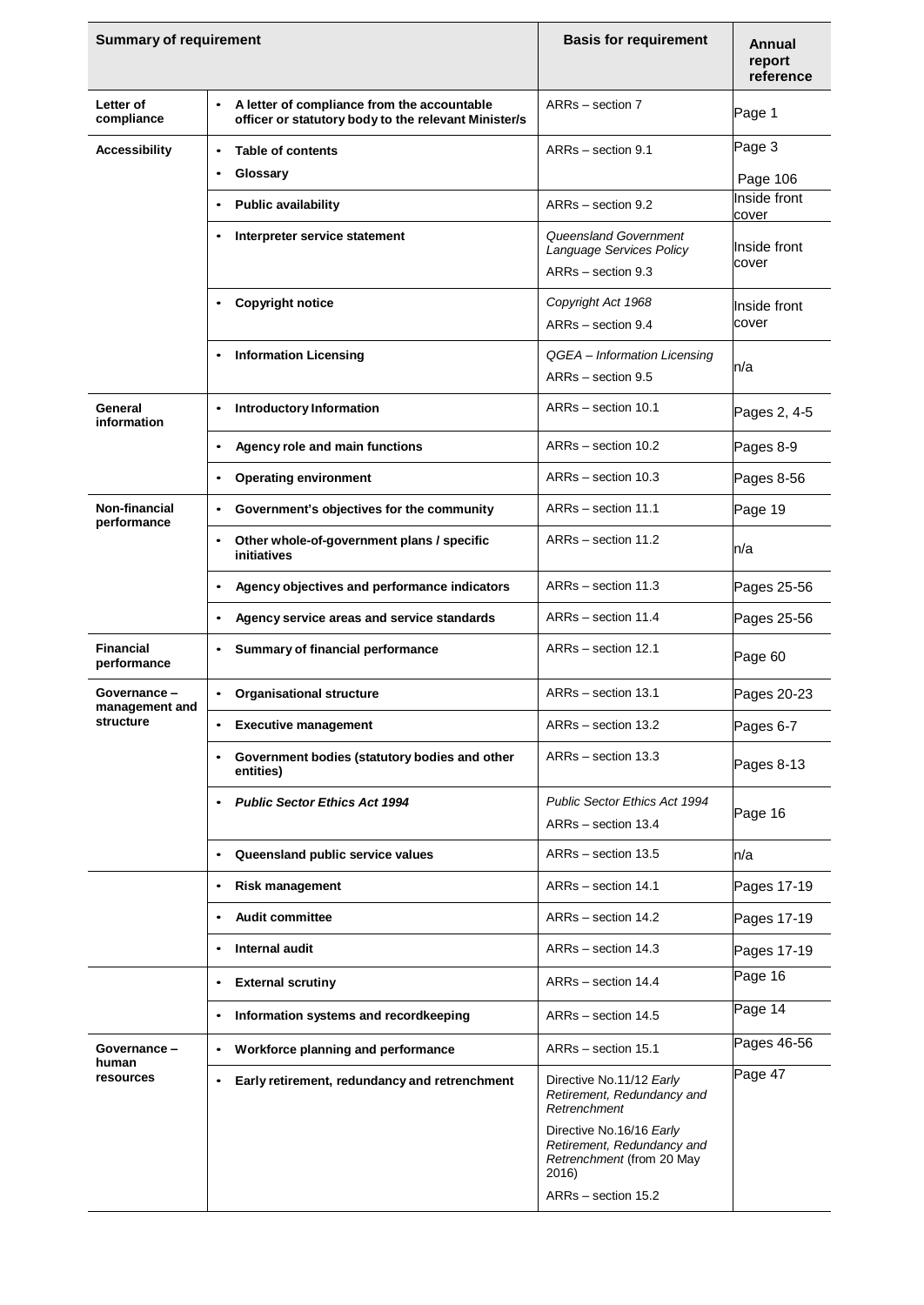| Summary of requirement | | Basis for requirement | Annual report reference |
|---|---|---|---|
| **Letter of compliance** | • **A letter of compliance from the accountable officer or statutory body to the relevant Minister/s** | ARRs – section 7 | Page 1 |
| **Accessibility** | • **Table of contents**<br>• **Glossary** | ARRs – section 9.1 | Page 3<br>Page 106 |
| | • **Public availability** | ARRs – section 9.2 | Inside front cover |
| | • **Interpreter service statement** | *Queensland Government Language Services Policy*<br>ARRs – section 9.3 | Inside front cover |
| | • **Copyright notice** | *Copyright Act 1968*<br>ARRs – section 9.4 | Inside front cover |
| | • **Information Licensing** | *QGEA – Information Licensing*<br>ARRs – section 9.5 | n/a |
| **General information** | • **Introductory Information** | ARRs – section 10.1 | Pages 2, 4-5 |
| | • **Agency role and main functions** | ARRs – section 10.2 | Pages 8-9 |
| | • **Operating environment** | ARRs – section 10.3 | Pages 8-56 |
| **Non-financial performance** | • **Government's objectives for the community** | ARRs – section 11.1 | Page 19 |
| | • **Other whole-of-government plans / specific initiatives** | ARRs – section 11.2 | n/a |
| | • **Agency objectives and performance indicators** | ARRs – section 11.3 | Pages 25-56 |
| | • **Agency service areas and service standards** | ARRs – section 11.4 | Pages 25-56 |
| **Financial performance** | • **Summary of financial performance** | ARRs – section 12.1 | Page 60 |
| **Governance – management and structure** | • **Organisational structure** | ARRs – section 13.1 | Pages 20-23 |
| | • **Executive management** | ARRs – section 13.2 | Pages 6-7 |
| | • **Government bodies (statutory bodies and other entities)** | ARRs – section 13.3 | Pages 8-13 |
| | • ***Public Sector Ethics Act 1994*** | *Public Sector Ethics Act 1994*<br>ARRs – section 13.4 | Page 16 |
| | • **Queensland public service values** | ARRs – section 13.5 | n/a |
| | • **Risk management** | ARRs – section 14.1 | Pages 17-19 |
| | • **Audit committee** | ARRs – section 14.2 | Pages 17-19 |
| | • **Internal audit** | ARRs – section 14.3 | Pages 17-19 |
| | • **External scrutiny** | ARRs – section 14.4 | Page 16 |
| | • **Information systems and recordkeeping** | ARRs – section 14.5 | Page 14 |
| **Governance – human resources** | • **Workforce planning and performance** | ARRs – section 15.1 | Pages 46-56 |
| | • **Early retirement, redundancy and retrenchment** | Directive No.11/12 *Early Retirement, Redundancy and Retrenchment*<br>Directive No.16/16 *Early Retirement, Redundancy and Retrenchment* (from 20 May 2016)<br>ARRs – section 15.2 | Page 47 |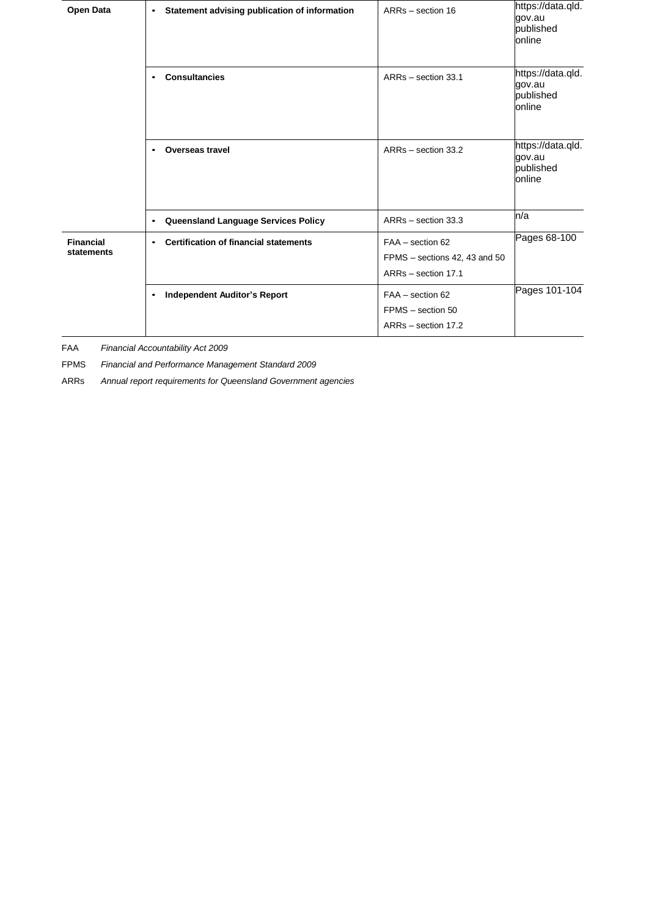| | | | |
|---|---|---|---|
| **Open Data** | • **Statement advising publication of information** | ARRs – section 16 | https://data.qld.gov.au published online |
| | • **Consultancies** | ARRs – section 33.1 | https://data.qld.gov.au published online |
| | • **Overseas travel** | ARRs – section 33.2 | https://data.qld.gov.au published online |
| | • **Queensland Language Services Policy** | ARRs – section 33.3 | n/a |
| **Financial statements** | • **Certification of financial statements** | FAA – section 62<br>FPMS – sections 42, 43 and 50<br>ARRs – section 17.1 | Pages 68-100 |
| | • **Independent Auditor's Report** | FAA – section 62<br>FPMS – section 50<br>ARRs – section 17.2 | Pages 101-104 |

FAA *Financial Accountability Act 2009*

FPMS *Financial and Performance Management Standard 2009*

ARRs *Annual report requirements for Queensland Government agencies*